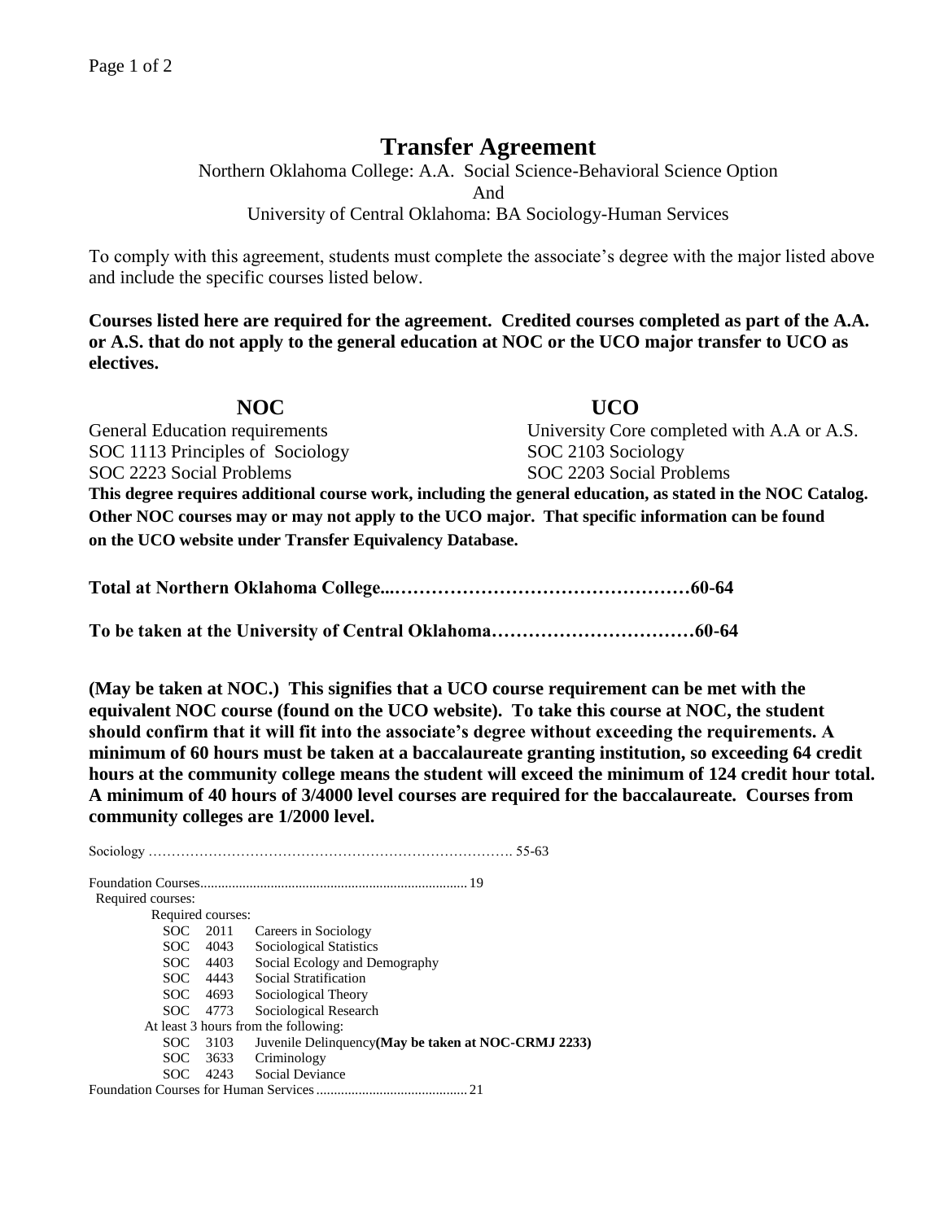# Transfer Agreement

Northern Oklahoma College: A.A. Social Science-Behavioral Science Option

And

University of Central Oklahoma: BA Sociology-Human Services

To comply with this agreement, students must complete the associate's degree with the major listed above and include the specific courses listed below.

**Courses listed here are required for the agreement. Credited courses completed as part of the A.A. or A.S. that do not apply to the general education at NOC or the UCO major transfer to UCO as electives.**

| NOC | UCO |
|---|---|
| General Education requirements | University Core completed with A.A or A.S. |
| SOC 1113 Principles of Sociology | SOC 2103 Sociology |
| SOC 2223 Social Problems | SOC 2203 Social Problems |

**This degree requires additional course work, including the general education, as stated in the NOC Catalog. Other NOC courses may or may not apply to the UCO major. That specific information can be found on the UCO website under Transfer Equivalency Database.**

**Total at Northern Oklahoma College...…………………………………………60-64**

**To be taken at the University of Central Oklahoma……………………………60-64**

**(May be taken at NOC.) This signifies that a UCO course requirement can be met with the equivalent NOC course (found on the UCO website). To take this course at NOC, the student should confirm that it will fit into the associate's degree without exceeding the requirements. A minimum of 60 hours must be taken at a baccalaureate granting institution, so exceeding 64 credit hours at the community college means the student will exceed the minimum of 124 credit hour total. A minimum of 40 hours of 3/4000 level courses are required for the baccalaureate. Courses from community colleges are 1/2000 level.**

Sociology ……………………………………………………………………. 55-63

Foundation Courses.......................................................................... 19

Required courses:

- Required courses:
  - SOC 2011 Careers in Sociology
  - SOC 4043 Sociological Statistics
  - SOC 4403 Social Ecology and Demography
  - SOC 4443 Social Stratification
  - SOC 4693 Sociological Theory
  - SOC 4773 Sociological Research
- At least 3 hours from the following:
  - SOC 3103 Juvenile Delinquency **(May be taken at NOC-CRMJ 2233)**
  - SOC 3633 Criminology
  - SOC 4243 Social Deviance

Foundation Courses for Human Services .......................................... 21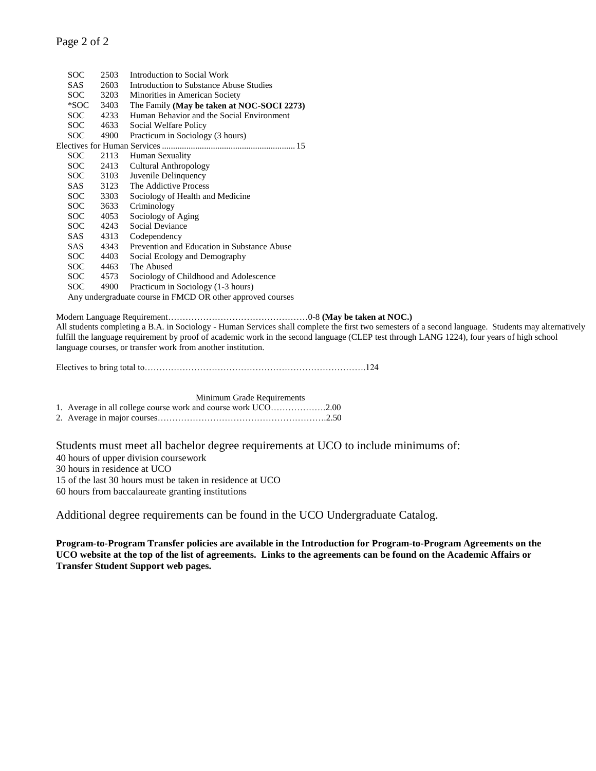| | | |
|---|---|---|
| SOC | 2503 | Introduction to Social Work |
| SAS | 2603 | Introduction to Substance Abuse Studies |
| SOC | 3203 | Minorities in American Society |
| *SOC | 3403 | The Family **(May be taken at NOC-SOCI 2273)** |
| SOC | 4233 | Human Behavior and the Social Environment |
| SOC | 4633 | Social Welfare Policy |
| SOC | 4900 | Practicum in Sociology (3 hours) |

Electives for Human Services ........................................................... 15

| | | |
|---|---|---|
| SOC | 2113 | Human Sexuality |
| SOC | 2413 | Cultural Anthropology |
| SOC | 3103 | Juvenile Delinquency |
| SAS | 3123 | The Addictive Process |
| SOC | 3303 | Sociology of Health and Medicine |
| SOC | 3633 | Criminology |
| SOC | 4053 | Sociology of Aging |
| SOC | 4243 | Social Deviance |
| SAS | 4313 | Codependency |
| SAS | 4343 | Prevention and Education in Substance Abuse |
| SOC | 4403 | Social Ecology and Demography |
| SOC | 4463 | The Abused |
| SOC | 4573 | Sociology of Childhood and Adolescence |
| SOC | 4900 | Practicum in Sociology (1-3 hours) |

Any undergraduate course in FMCD OR other approved courses

Modern Language Requirement…………………………………………0-8 **(May be taken at NOC.)**
All students completing a B.A. in Sociology - Human Services shall complete the first two semesters of a second language. Students may alternatively fulfill the language requirement by proof of academic work in the second language (CLEP test through LANG 1224), four years of high school language courses, or transfer work from another institution.

Electives to bring total to………………………………………………………………….124

Minimum Grade Requirements

1. Average in all college course work and course work UCO……………….2.00
2. Average in major courses………………………………………………….2.50

Students must meet all bachelor degree requirements at UCO to include minimums of:

40 hours of upper division coursework
30 hours in residence at UCO
15 of the last 30 hours must be taken in residence at UCO
60 hours from baccalaureate granting institutions

Additional degree requirements can be found in the UCO Undergraduate Catalog.

**Program-to-Program Transfer policies are available in the Introduction for Program-to-Program Agreements on the UCO website at the top of the list of agreements. Links to the agreements can be found on the Academic Affairs or Transfer Student Support web pages.**